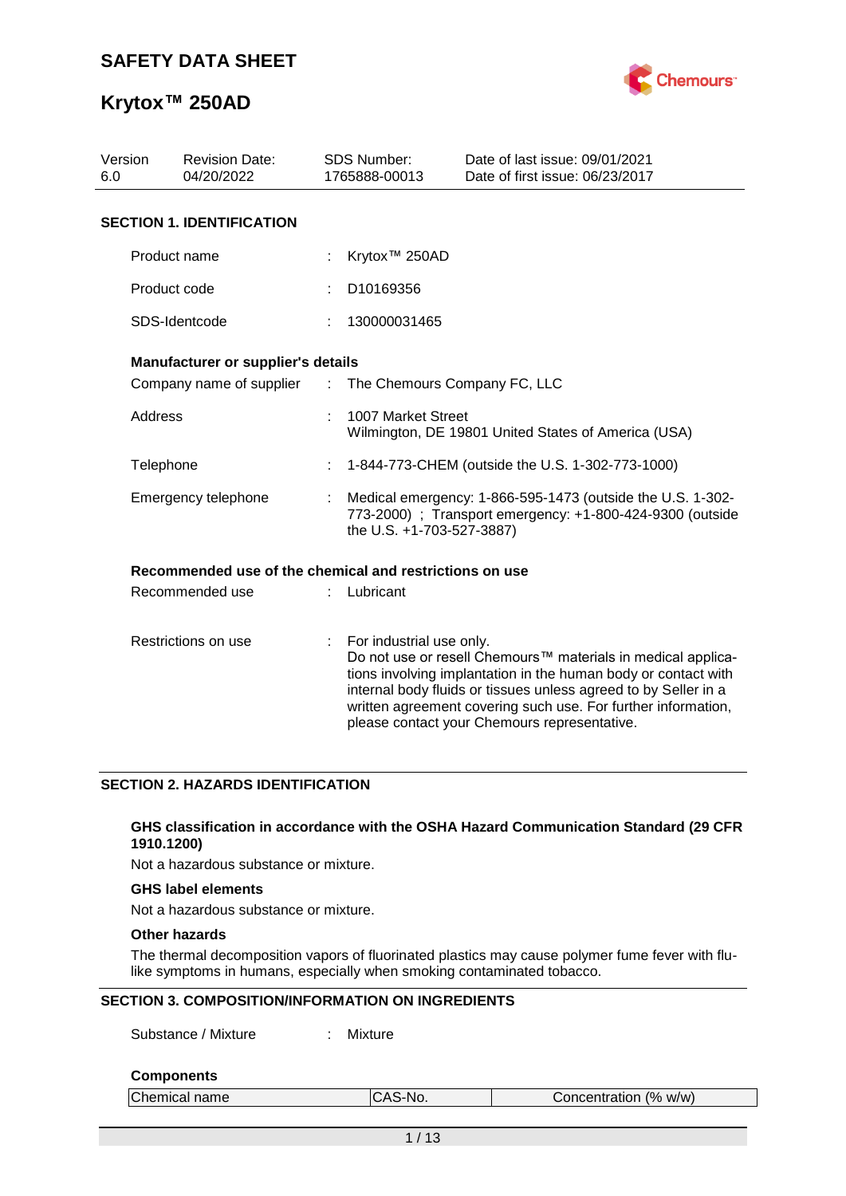# SAFETY DATA SHEET

# Krytox™ 250AD

| Version | Revision Date: | SDS Number: | Date of last issue: 09/01/2021 |
|---|---|---|---|
| 6.0 | 04/20/2022 | 1765888-00013 | Date of first issue: 06/23/2017 |

## SECTION 1. IDENTIFICATION

Product name : Krytox™ 250AD

Product code : D10169356

SDS-Identcode : 130000031465

**Manufacturer or supplier's details**

Company name of supplier : The Chemours Company FC, LLC

Address : 1007 Market Street
Wilmington, DE 19801 United States of America (USA)

Telephone : 1-844-773-CHEM (outside the U.S. 1-302-773-1000)

Emergency telephone : Medical emergency: 1-866-595-1473 (outside the U.S. 1-302-773-2000) ; Transport emergency: +1-800-424-9300 (outside the U.S. +1-703-527-3887)

**Recommended use of the chemical and restrictions on use**

Recommended use : Lubricant

Restrictions on use : For industrial use only.
Do not use or resell Chemours™ materials in medical applications involving implantation in the human body or contact with internal body fluids or tissues unless agreed to by Seller in a written agreement covering such use. For further information, please contact your Chemours representative.

## SECTION 2. HAZARDS IDENTIFICATION

**GHS classification in accordance with the OSHA Hazard Communication Standard (29 CFR 1910.1200)**

Not a hazardous substance or mixture.

**GHS label elements**

Not a hazardous substance or mixture.

**Other hazards**

The thermal decomposition vapors of fluorinated plastics may cause polymer fume fever with flu-like symptoms in humans, especially when smoking contaminated tobacco.

## SECTION 3. COMPOSITION/INFORMATION ON INGREDIENTS

Substance / Mixture : Mixture

**Components**

| Chemical name | CAS-No. | Concentration (% w/w) |
|---|---|---|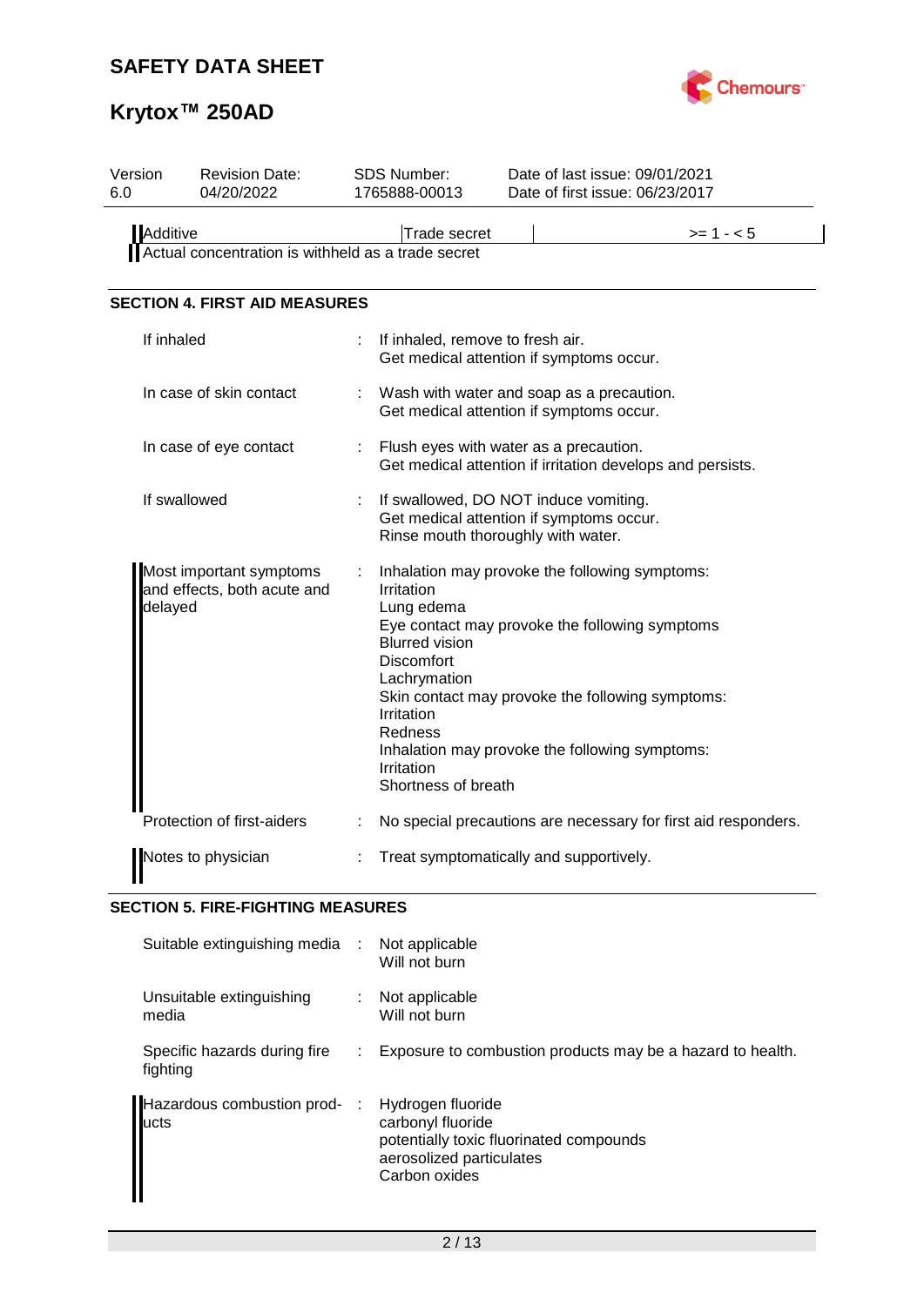| Additive | Trade secret | | >= 1 - < 5 |
|---|---|---|---|
| Actual concentration is withheld as a trade secret | | | |

## SECTION 4. FIRST AID MEASURES

| | | |
|---|---|---|
| If inhaled | : | If inhaled, remove to fresh air.<br>Get medical attention if symptoms occur. |
| In case of skin contact | : | Wash with water and soap as a precaution.<br>Get medical attention if symptoms occur. |
| In case of eye contact | : | Flush eyes with water as a precaution.<br>Get medical attention if irritation develops and persists. |
| If swallowed | : | If swallowed, DO NOT induce vomiting.<br>Get medical attention if symptoms occur.<br>Rinse mouth thoroughly with water. |
| Most important symptoms and effects, both acute and delayed | : | Inhalation may provoke the following symptoms:<br>Irritation<br>Lung edema<br>Eye contact may provoke the following symptoms<br>Blurred vision<br>Discomfort<br>Lachrymation<br>Skin contact may provoke the following symptoms:<br>Irritation<br>Redness<br>Inhalation may provoke the following symptoms:<br>Irritation<br>Shortness of breath |
| Protection of first-aiders | : | No special precautions are necessary for first aid responders. |
| Notes to physician | : | Treat symptomatically and supportively. |

## SECTION 5. FIRE-FIGHTING MEASURES

| | | |
|---|---|---|
| Suitable extinguishing media | : | Not applicable<br>Will not burn |
| Unsuitable extinguishing media | : | Not applicable<br>Will not burn |
| Specific hazards during fire fighting | : | Exposure to combustion products may be a hazard to health. |
| Hazardous combustion products | : | Hydrogen fluoride<br>carbonyl fluoride<br>potentially toxic fluorinated compounds<br>aerosolized particulates<br>Carbon oxides |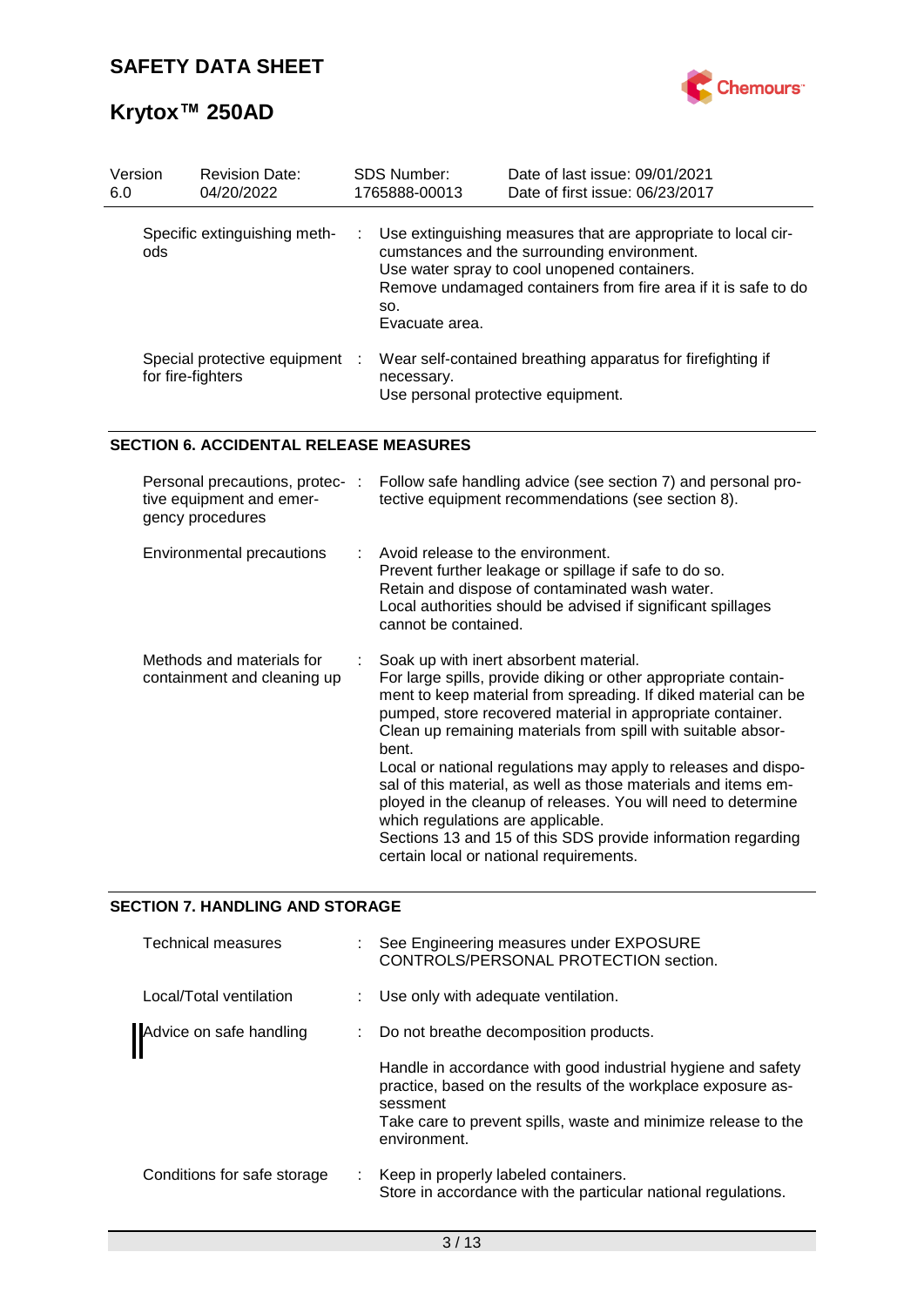| Version | Revision Date: | SDS Number: | Date of last issue: 09/01/2021 |
|---|---|---|---|
| 6.0 | 04/20/2022 | 1765888-00013 | Date of first issue: 06/23/2017 |

| | | |
|---|---|---|
| Specific extinguishing methods | : | Use extinguishing measures that are appropriate to local circumstances and the surrounding environment.<br>Use water spray to cool unopened containers.<br>Remove undamaged containers from fire area if it is safe to do so.<br>Evacuate area. |
| Special protective equipment for fire-fighters | : | Wear self-contained breathing apparatus for firefighting if necessary.<br>Use personal protective equipment. |

## SECTION 6. ACCIDENTAL RELEASE MEASURES

| | | |
|---|---|---|
| Personal precautions, protective equipment and emergency procedures | : | Follow safe handling advice (see section 7) and personal protective equipment recommendations (see section 8). |
| Environmental precautions | : | Avoid release to the environment.<br>Prevent further leakage or spillage if safe to do so.<br>Retain and dispose of contaminated wash water.<br>Local authorities should be advised if significant spillages cannot be contained. |
| Methods and materials for containment and cleaning up | : | Soak up with inert absorbent material.<br>For large spills, provide diking or other appropriate containment to keep material from spreading. If diked material can be pumped, store recovered material in appropriate container.<br>Clean up remaining materials from spill with suitable absorbent.<br>Local or national regulations may apply to releases and disposal of this material, as well as those materials and items employed in the cleanup of releases. You will need to determine which regulations are applicable.<br>Sections 13 and 15 of this SDS provide information regarding certain local or national requirements. |

## SECTION 7. HANDLING AND STORAGE

| | | |
|---|---|---|
| Technical measures | : | See Engineering measures under EXPOSURE CONTROLS/PERSONAL PROTECTION section. |
| Local/Total ventilation | : | Use only with adequate ventilation. |
| Advice on safe handling | : | Do not breathe decomposition products.<br><br>Handle in accordance with good industrial hygiene and safety practice, based on the results of the workplace exposure assessment<br>Take care to prevent spills, waste and minimize release to the environment. |
| Conditions for safe storage | : | Keep in properly labeled containers.<br>Store in accordance with the particular national regulations. |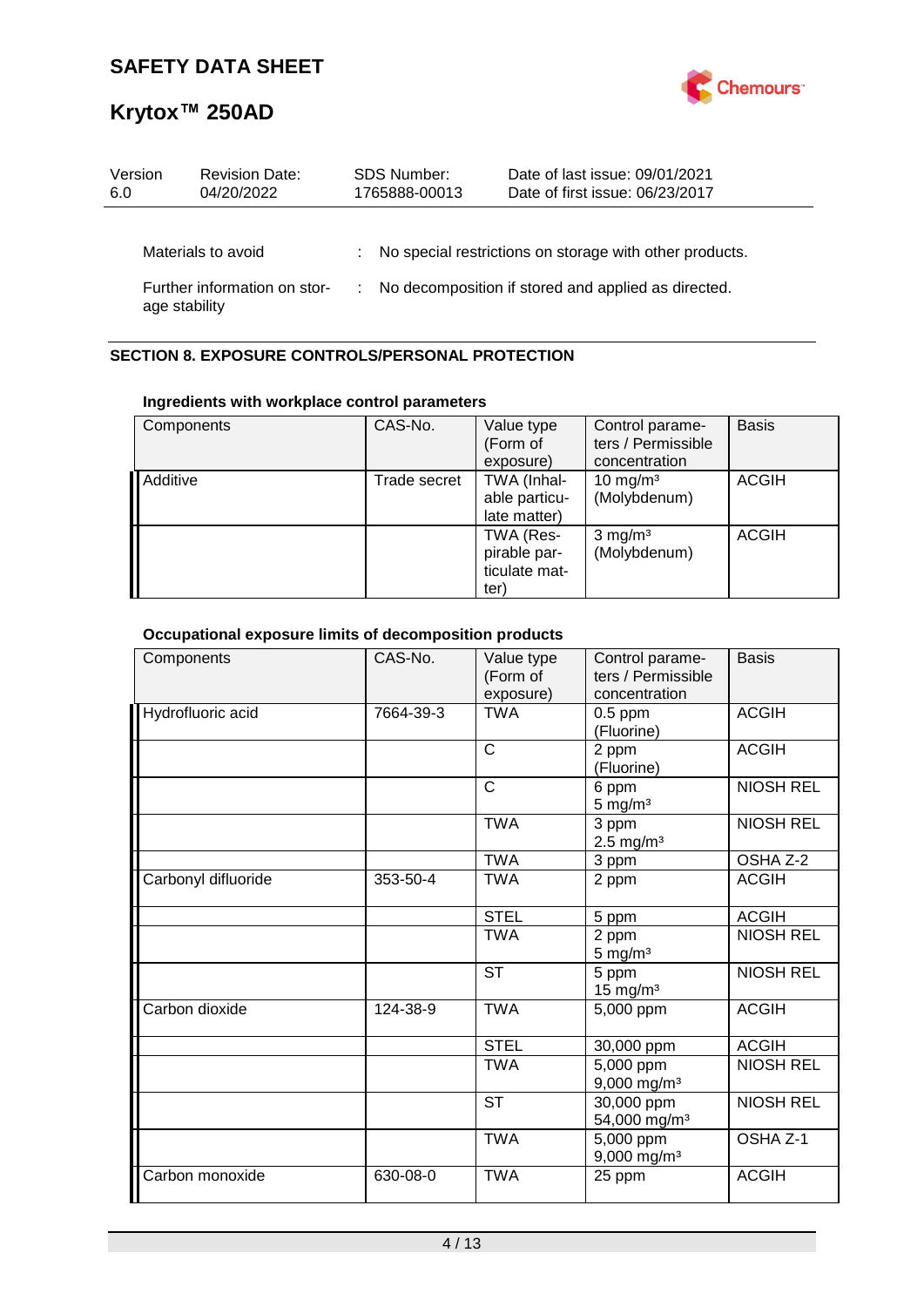Materials to avoid : No special restrictions on storage with other products.

Further information on storage stability : No decomposition if stored and applied as directed.

## SECTION 8. EXPOSURE CONTROLS/PERSONAL PROTECTION

### Ingredients with workplace control parameters

| Components | CAS-No. | Value type (Form of exposure) | Control parameters / Permissible concentration | Basis |
|---|---|---|---|---|
| Additive | Trade secret | TWA (Inhalable particulate matter) | 10 mg/m³ (Molybdenum) | ACGIH |
| | | TWA (Respirable particulate matter) | 3 mg/m³ (Molybdenum) | ACGIH |

### Occupational exposure limits of decomposition products

| Components | CAS-No. | Value type (Form of exposure) | Control parameters / Permissible concentration | Basis |
|---|---|---|---|---|
| Hydrofluoric acid | 7664-39-3 | TWA | 0.5 ppm (Fluorine) | ACGIH |
| | | C | 2 ppm (Fluorine) | ACGIH |
| | | C | 6 ppm 5 mg/m³ | NIOSH REL |
| | | TWA | 3 ppm 2.5 mg/m³ | NIOSH REL |
| | | TWA | 3 ppm | OSHA Z-2 |
| Carbonyl difluoride | 353-50-4 | TWA | 2 ppm | ACGIH |
| | | STEL | 5 ppm | ACGIH |
| | | TWA | 2 ppm 5 mg/m³ | NIOSH REL |
| | | ST | 5 ppm 15 mg/m³ | NIOSH REL |
| Carbon dioxide | 124-38-9 | TWA | 5,000 ppm | ACGIH |
| | | STEL | 30,000 ppm | ACGIH |
| | | TWA | 5,000 ppm 9,000 mg/m³ | NIOSH REL |
| | | ST | 30,000 ppm 54,000 mg/m³ | NIOSH REL |
| | | TWA | 5,000 ppm 9,000 mg/m³ | OSHA Z-1 |
| Carbon monoxide | 630-08-0 | TWA | 25 ppm | ACGIH |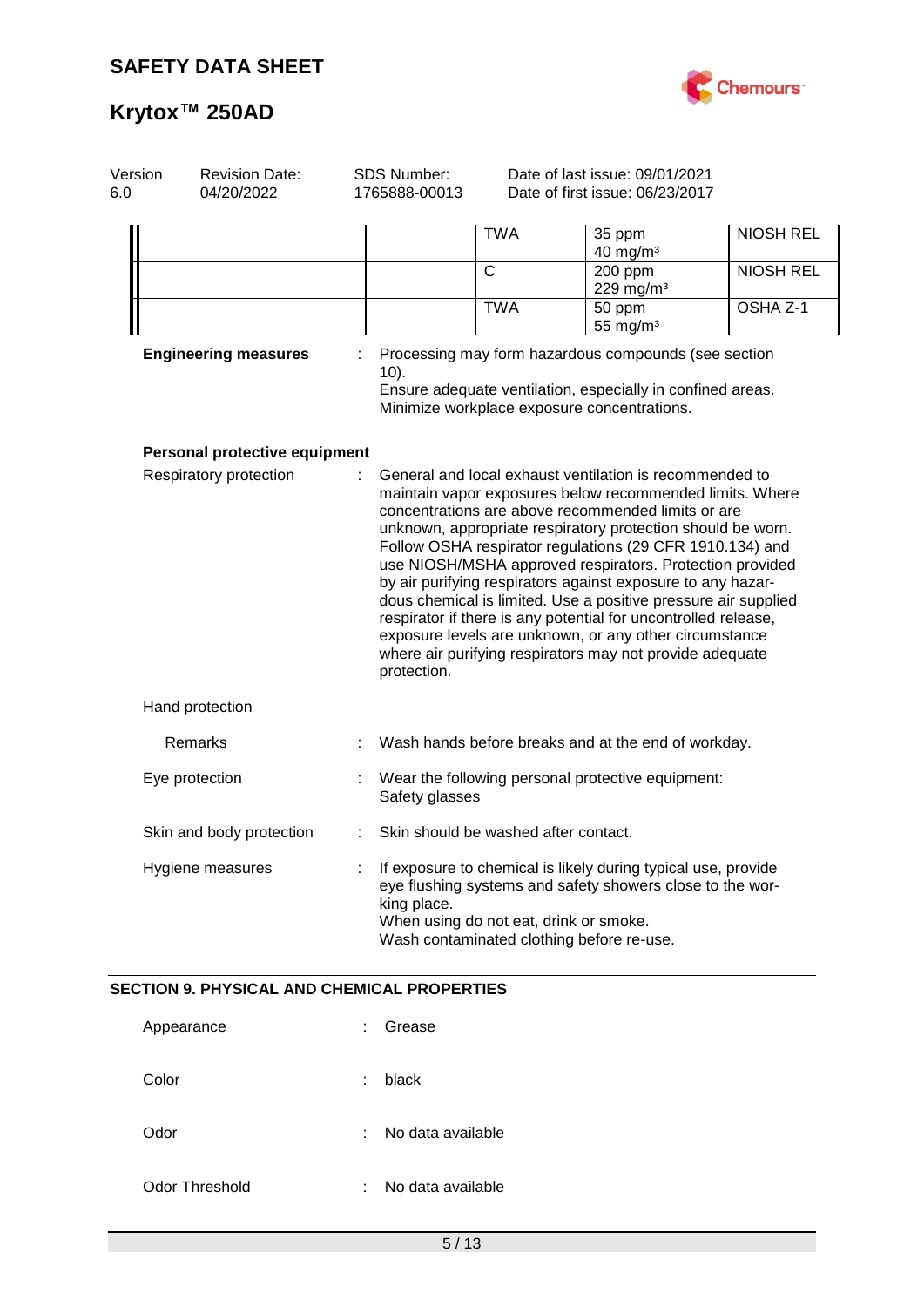| | | | | |
|---|---|---|---|---|
| | | TWA | 35 ppm<br>40 mg/m³ | NIOSH REL |
| | | C | 200 ppm<br>229 mg/m³ | NIOSH REL |
| | | TWA | 50 ppm<br>55 mg/m³ | OSHA Z-1 |

**Engineering measures** : Processing may form hazardous compounds (see section 10).
Ensure adequate ventilation, especially in confined areas.
Minimize workplace exposure concentrations.

**Personal protective equipment**

Respiratory protection : General and local exhaust ventilation is recommended to maintain vapor exposures below recommended limits. Where concentrations are above recommended limits or are unknown, appropriate respiratory protection should be worn. Follow OSHA respirator regulations (29 CFR 1910.134) and use NIOSH/MSHA approved respirators. Protection provided by air purifying respirators against exposure to any hazardous chemical is limited. Use a positive pressure air supplied respirator if there is any potential for uncontrolled release, exposure levels are unknown, or any other circumstance where air purifying respirators may not provide adequate protection.

Hand protection

Remarks : Wash hands before breaks and at the end of workday.

Eye protection : Wear the following personal protective equipment:
Safety glasses

Skin and body protection : Skin should be washed after contact.

Hygiene measures : If exposure to chemical is likely during typical use, provide eye flushing systems and safety showers close to the working place.
When using do not eat, drink or smoke.
Wash contaminated clothing before re-use.

## SECTION 9. PHYSICAL AND CHEMICAL PROPERTIES

Appearance : Grease

Color : black

Odor : No data available

Odor Threshold : No data available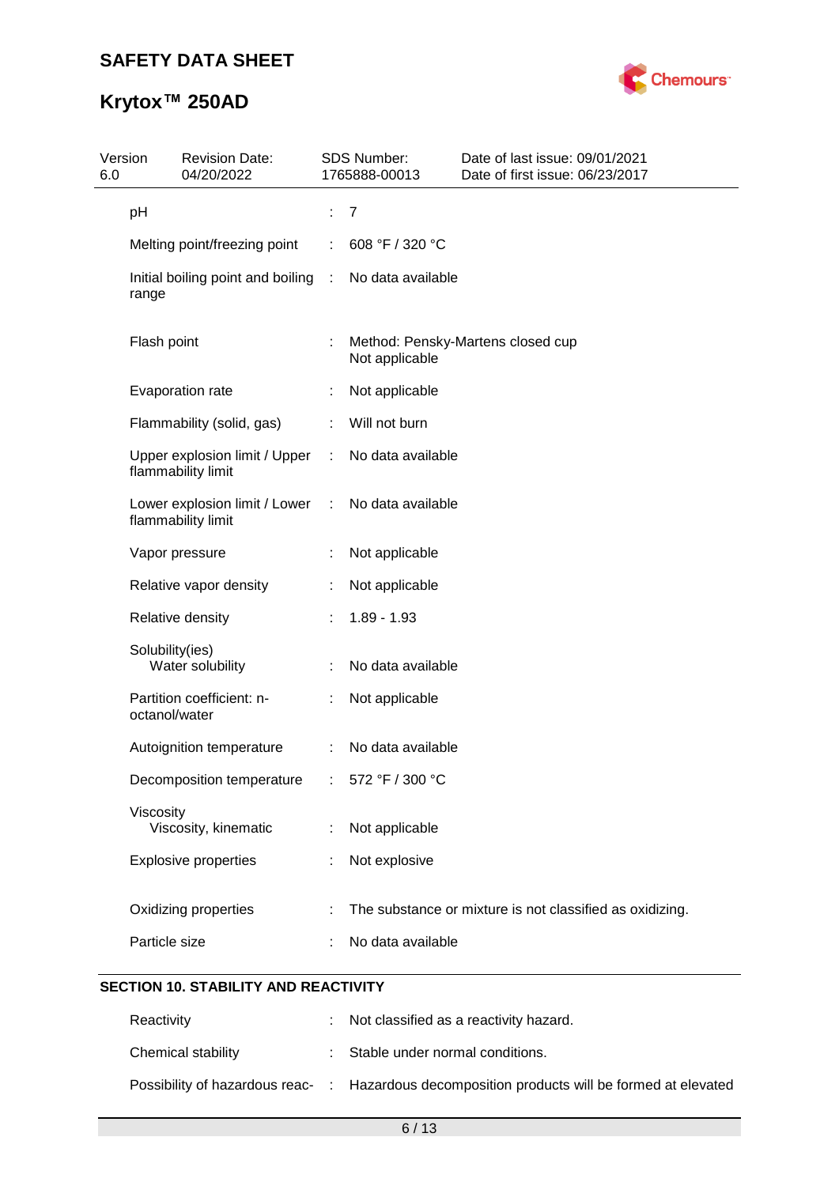| | | |
|---|---|---|
| pH | : | 7 |
| Melting point/freezing point | : | 608 °F / 320 °C |
| Initial boiling point and boiling range | : | No data available |
| Flash point | : | Method: Pensky-Martens closed cup<br>Not applicable |
| Evaporation rate | : | Not applicable |
| Flammability (solid, gas) | : | Will not burn |
| Upper explosion limit / Upper flammability limit | : | No data available |
| Lower explosion limit / Lower flammability limit | : | No data available |
| Vapor pressure | : | Not applicable |
| Relative vapor density | : | Not applicable |
| Relative density | : | 1.89 - 1.93 |
| Solubility(ies)<br>Water solubility | : | No data available |
| Partition coefficient: n-octanol/water | : | Not applicable |
| Autoignition temperature | : | No data available |
| Decomposition temperature | : | 572 °F / 300 °C |
| Viscosity<br>Viscosity, kinematic | : | Not applicable |
| Explosive properties | : | Not explosive |
| Oxidizing properties | : | The substance or mixture is not classified as oxidizing. |
| Particle size | : | No data available |

## SECTION 10. STABILITY AND REACTIVITY

| | | |
|---|---|---|
| Reactivity | : | Not classified as a reactivity hazard. |
| Chemical stability | : | Stable under normal conditions. |
| Possibility of hazardous reac- | : | Hazardous decomposition products will be formed at elevated |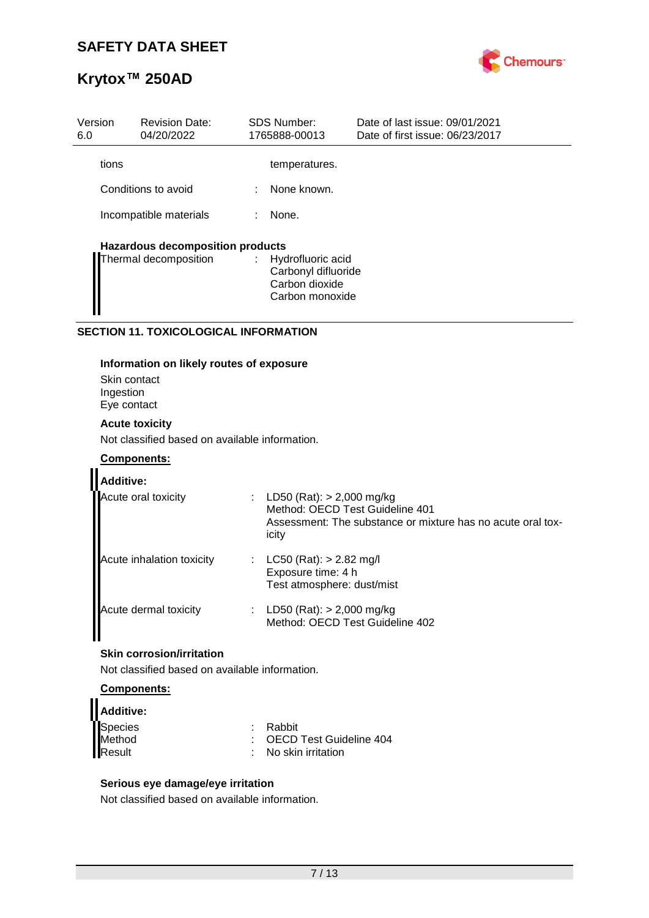| | | |
|---|---|---|
| tions | | temperatures. |
| Conditions to avoid | : | None known. |
| Incompatible materials | : | None. |

**Hazardous decomposition products**

| | | |
|---|---|---|
| Thermal decomposition | : | Hydrofluoric acid<br>Carbonyl difluoride<br>Carbon dioxide<br>Carbon monoxide |

## SECTION 11. TOXICOLOGICAL INFORMATION

**Information on likely routes of exposure**

Skin contact
Ingestion
Eye contact

**Acute toxicity**

Not classified based on available information.

**Components:**

**Additive:**

| | | |
|---|---|---|
| Acute oral toxicity | : | LD50 (Rat): > 2,000 mg/kg<br>Method: OECD Test Guideline 401<br>Assessment: The substance or mixture has no acute oral toxicity |
| Acute inhalation toxicity | : | LC50 (Rat): > 2.82 mg/l<br>Exposure time: 4 h<br>Test atmosphere: dust/mist |
| Acute dermal toxicity | : | LD50 (Rat): > 2,000 mg/kg<br>Method: OECD Test Guideline 402 |

**Skin corrosion/irritation**

Not classified based on available information.

**Components:**

**Additive:**

| | | |
|---|---|---|
| Species | : | Rabbit |
| Method | : | OECD Test Guideline 404 |
| Result | : | No skin irritation |

**Serious eye damage/eye irritation**

Not classified based on available information.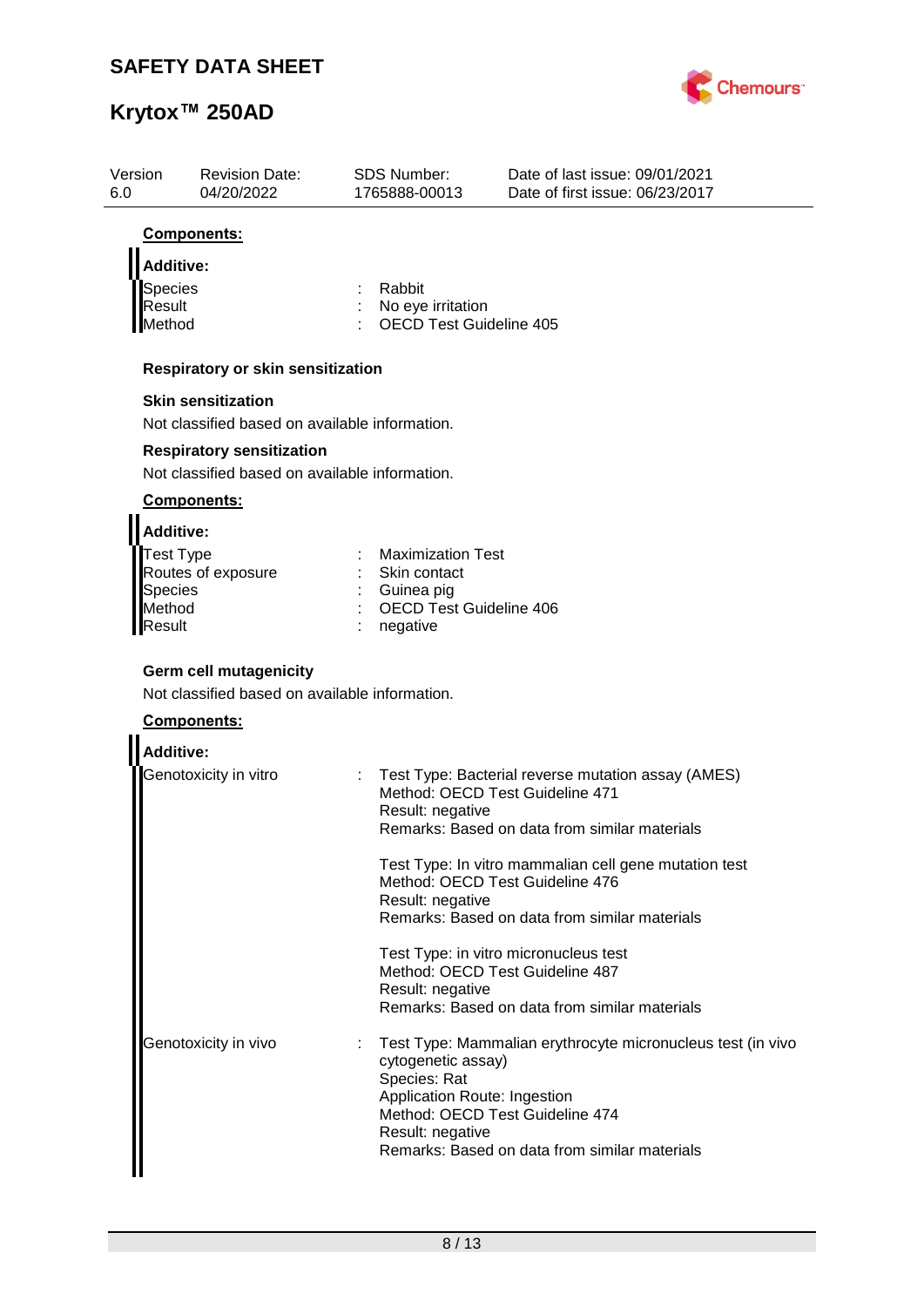**Components:**

**Additive:**

| | | |
|---|---|---|
| Species | : | Rabbit |
| Result | : | No eye irritation |
| Method | : | OECD Test Guideline 405 |

**Respiratory or skin sensitization**

**Skin sensitization**

Not classified based on available information.

**Respiratory sensitization**

Not classified based on available information.

**Components:**

**Additive:**

| | | |
|---|---|---|
| Test Type | : | Maximization Test |
| Routes of exposure | : | Skin contact |
| Species | : | Guinea pig |
| Method | : | OECD Test Guideline 406 |
| Result | : | negative |

**Germ cell mutagenicity**

Not classified based on available information.

**Components:**

**Additive:**

Genotoxicity in vitro :

Test Type: Bacterial reverse mutation assay (AMES)
Method: OECD Test Guideline 471
Result: negative
Remarks: Based on data from similar materials

Test Type: In vitro mammalian cell gene mutation test
Method: OECD Test Guideline 476
Result: negative
Remarks: Based on data from similar materials

Test Type: in vitro micronucleus test
Method: OECD Test Guideline 487
Result: negative
Remarks: Based on data from similar materials

Genotoxicity in vivo :

Test Type: Mammalian erythrocyte micronucleus test (in vivo cytogenetic assay)
Species: Rat
Application Route: Ingestion
Method: OECD Test Guideline 474
Result: negative
Remarks: Based on data from similar materials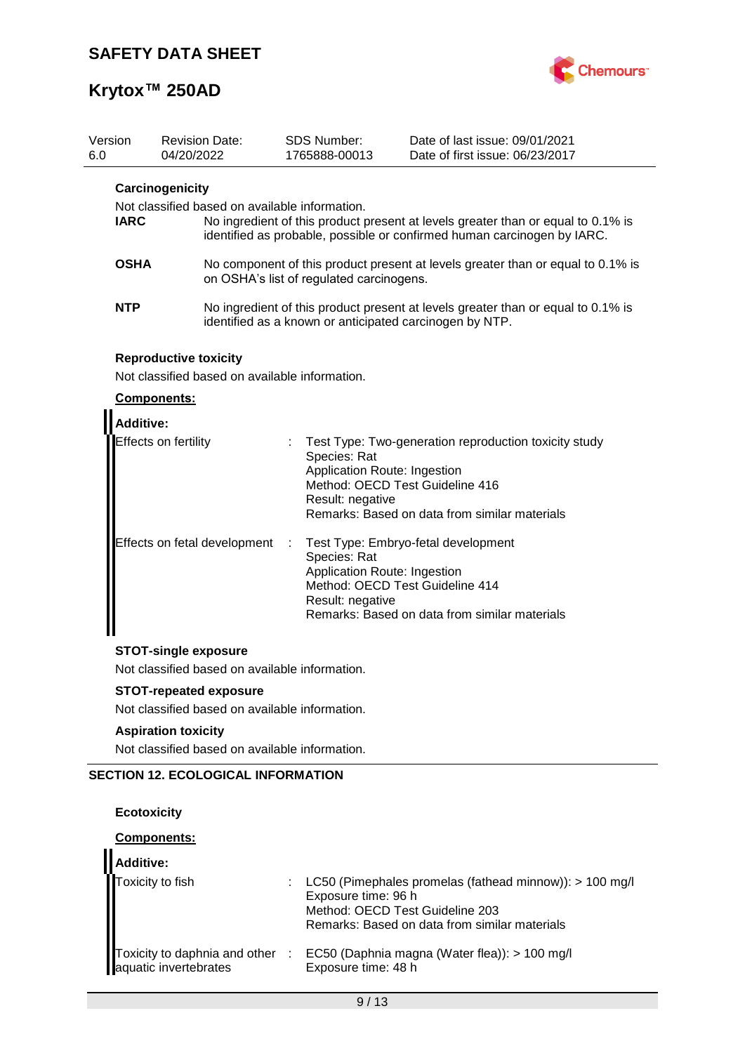**Carcinogenicity**

Not classified based on available information.

| | |
|---|---|
| **IARC** | No ingredient of this product present at levels greater than or equal to 0.1% is identified as probable, possible or confirmed human carcinogen by IARC. |
| **OSHA** | No component of this product present at levels greater than or equal to 0.1% is on OSHA's list of regulated carcinogens. |
| **NTP** | No ingredient of this product present at levels greater than or equal to 0.1% is identified as a known or anticipated carcinogen by NTP. |

**Reproductive toxicity**

Not classified based on available information.

**Components:**

**Additive:**

| | |
|---|---|
| Effects on fertility | : Test Type: Two-generation reproduction toxicity study<br>Species: Rat<br>Application Route: Ingestion<br>Method: OECD Test Guideline 416<br>Result: negative<br>Remarks: Based on data from similar materials |
| Effects on fetal development | : Test Type: Embryo-fetal development<br>Species: Rat<br>Application Route: Ingestion<br>Method: OECD Test Guideline 414<br>Result: negative<br>Remarks: Based on data from similar materials |

**STOT-single exposure**

Not classified based on available information.

**STOT-repeated exposure**

Not classified based on available information.

**Aspiration toxicity**

Not classified based on available information.

## SECTION 12. ECOLOGICAL INFORMATION

**Ecotoxicity**

**Components:**

**Additive:**

| | |
|---|---|
| Toxicity to fish | : LC50 (Pimephales promelas (fathead minnow)): > 100 mg/l<br>Exposure time: 96 h<br>Method: OECD Test Guideline 203<br>Remarks: Based on data from similar materials |
| Toxicity to daphnia and other aquatic invertebrates | : EC50 (Daphnia magna (Water flea)): > 100 mg/l<br>Exposure time: 48 h |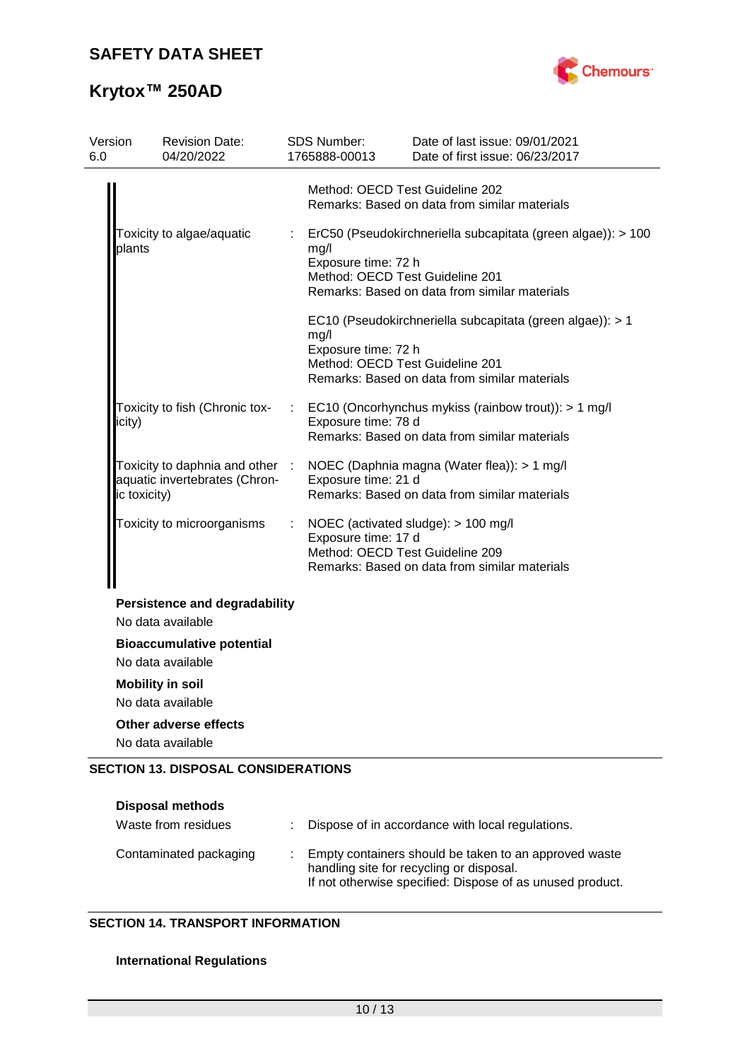Method: OECD Test Guideline 202
Remarks: Based on data from similar materials

| | | |
|---|---|---|
| Toxicity to algae/aquatic plants | : | ErC50 (Pseudokirchneriella subcapitata (green algae)): > 100 mg/l<br>Exposure time: 72 h<br>Method: OECD Test Guideline 201<br>Remarks: Based on data from similar materials |
| | | EC10 (Pseudokirchneriella subcapitata (green algae)): > 1 mg/l<br>Exposure time: 72 h<br>Method: OECD Test Guideline 201<br>Remarks: Based on data from similar materials |
| Toxicity to fish (Chronic toxicity) | : | EC10 (Oncorhynchus mykiss (rainbow trout)): > 1 mg/l<br>Exposure time: 78 d<br>Remarks: Based on data from similar materials |
| Toxicity to daphnia and other aquatic invertebrates (Chronic toxicity) | : | NOEC (Daphnia magna (Water flea)): > 1 mg/l<br>Exposure time: 21 d<br>Remarks: Based on data from similar materials |
| Toxicity to microorganisms | : | NOEC (activated sludge): > 100 mg/l<br>Exposure time: 17 d<br>Method: OECD Test Guideline 209<br>Remarks: Based on data from similar materials |

**Persistence and degradability**

No data available

**Bioaccumulative potential**

No data available

**Mobility in soil**

No data available

**Other adverse effects**

No data available

## SECTION 13. DISPOSAL CONSIDERATIONS

**Disposal methods**

| | | |
|---|---|---|
| Waste from residues | : | Dispose of in accordance with local regulations. |
| Contaminated packaging | : | Empty containers should be taken to an approved waste handling site for recycling or disposal.<br>If not otherwise specified: Dispose of as unused product. |

## SECTION 14. TRANSPORT INFORMATION

**International Regulations**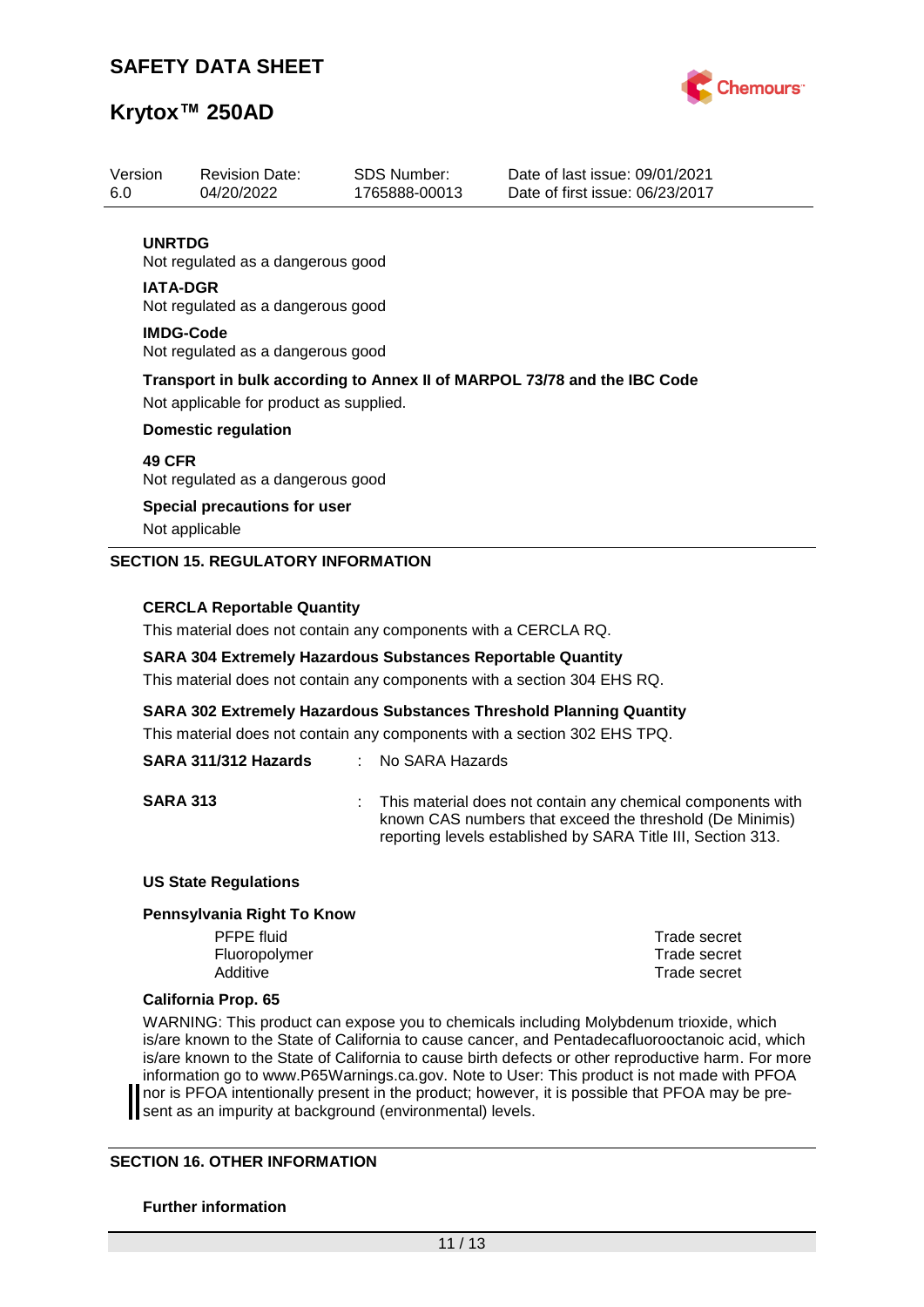**UNRTDG**

Not regulated as a dangerous good

**IATA-DGR**

Not regulated as a dangerous good

**IMDG-Code**

Not regulated as a dangerous good

**Transport in bulk according to Annex II of MARPOL 73/78 and the IBC Code**

Not applicable for product as supplied.

**Domestic regulation**

**49 CFR**

Not regulated as a dangerous good

**Special precautions for user**

Not applicable

## SECTION 15. REGULATORY INFORMATION

**CERCLA Reportable Quantity**

This material does not contain any components with a CERCLA RQ.

**SARA 304 Extremely Hazardous Substances Reportable Quantity**

This material does not contain any components with a section 304 EHS RQ.

**SARA 302 Extremely Hazardous Substances Threshold Planning Quantity**

This material does not contain any components with a section 302 EHS TPQ.

**SARA 311/312 Hazards** : No SARA Hazards

**SARA 313** : This material does not contain any chemical components with known CAS numbers that exceed the threshold (De Minimis) reporting levels established by SARA Title III, Section 313.

**US State Regulations**

**Pennsylvania Right To Know**

| | |
|---|---|
| PFPE fluid | Trade secret |
| Fluoropolymer | Trade secret |
| Additive | Trade secret |

**California Prop. 65**

WARNING: This product can expose you to chemicals including Molybdenum trioxide, which is/are known to the State of California to cause cancer, and Pentadecafluorooctanoic acid, which is/are known to the State of California to cause birth defects or other reproductive harm. For more information go to www.P65Warnings.ca.gov. Note to User: This product is not made with PFOA nor is PFOA intentionally present in the product; however, it is possible that PFOA may be present as an impurity at background (environmental) levels.

## SECTION 16. OTHER INFORMATION

**Further information**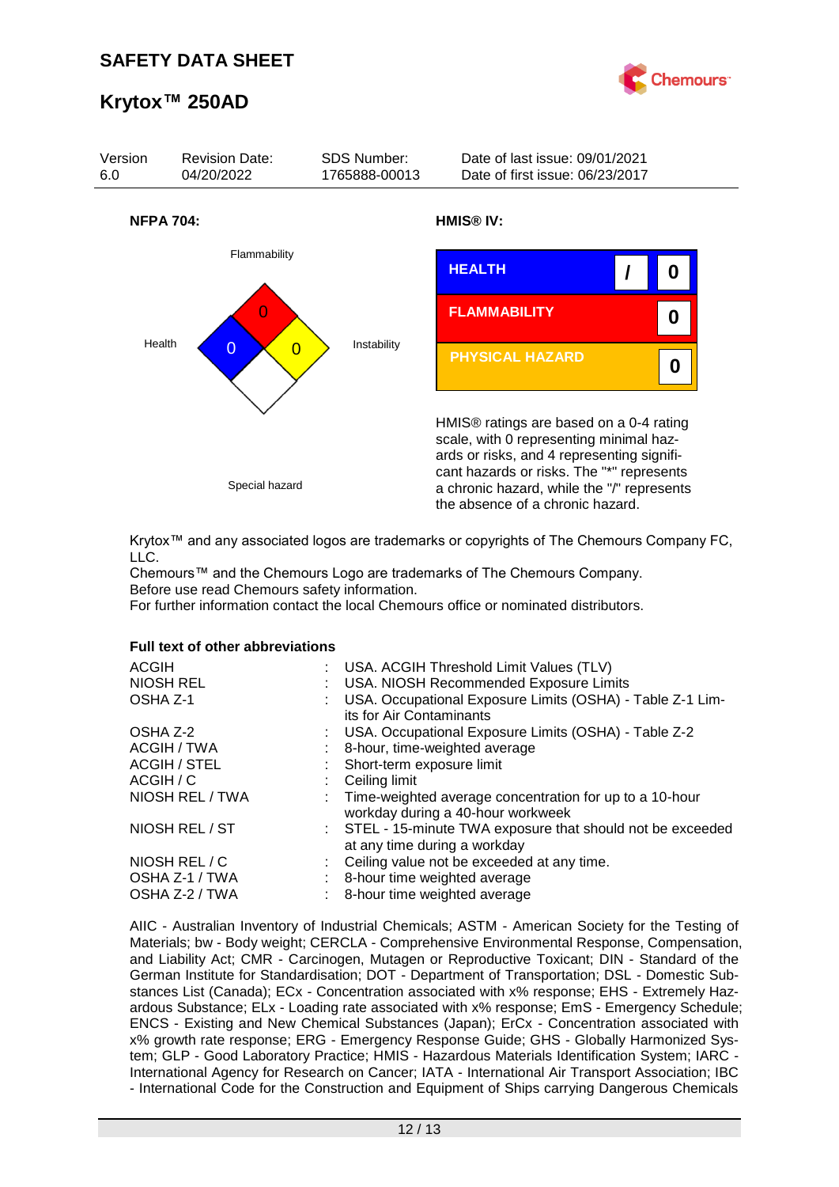Version 6.0 | Revision Date: 04/20/2022 | SDS Number: 1765888-00013 | Date of last issue: 09/01/2021 | Date of first issue: 06/23/2017

**NFPA 704:**

Flammability: 0
Health: 0
Instability: 0
Special hazard

**HMIS® IV:**

| | | |
|---|---|---|
| HEALTH | / | 0 |
| FLAMMABILITY | | 0 |
| PHYSICAL HAZARD | | 0 |

HMIS® ratings are based on a 0-4 rating scale, with 0 representing minimal hazards or risks, and 4 representing significant hazards or risks. The "*" represents a chronic hazard, while the "/" represents the absence of a chronic hazard.

Krytox™ and any associated logos are trademarks or copyrights of The Chemours Company FC, LLC.
Chemours™ and the Chemours Logo are trademarks of The Chemours Company.
Before use read Chemours safety information.
For further information contact the local Chemours office or nominated distributors.

**Full text of other abbreviations**

| | | |
|---|---|---|
| ACGIH | : | USA. ACGIH Threshold Limit Values (TLV) |
| NIOSH REL | : | USA. NIOSH Recommended Exposure Limits |
| OSHA Z-1 | : | USA. Occupational Exposure Limits (OSHA) - Table Z-1 Limits for Air Contaminants |
| OSHA Z-2 | : | USA. Occupational Exposure Limits (OSHA) - Table Z-2 |
| ACGIH / TWA | : | 8-hour, time-weighted average |
| ACGIH / STEL | : | Short-term exposure limit |
| ACGIH / C | : | Ceiling limit |
| NIOSH REL / TWA | : | Time-weighted average concentration for up to a 10-hour workday during a 40-hour workweek |
| NIOSH REL / ST | : | STEL - 15-minute TWA exposure that should not be exceeded at any time during a workday |
| NIOSH REL / C | : | Ceiling value not be exceeded at any time. |
| OSHA Z-1 / TWA | : | 8-hour time weighted average |
| OSHA Z-2 / TWA | : | 8-hour time weighted average |

AIIC - Australian Inventory of Industrial Chemicals; ASTM - American Society for the Testing of Materials; bw - Body weight; CERCLA - Comprehensive Environmental Response, Compensation, and Liability Act; CMR - Carcinogen, Mutagen or Reproductive Toxicant; DIN - Standard of the German Institute for Standardisation; DOT - Department of Transportation; DSL - Domestic Substances List (Canada); ECx - Concentration associated with x% response; EHS - Extremely Hazardous Substance; ELx - Loading rate associated with x% response; EmS - Emergency Schedule; ENCS - Existing and New Chemical Substances (Japan); ErCx - Concentration associated with x% growth rate response; ERG - Emergency Response Guide; GHS - Globally Harmonized System; GLP - Good Laboratory Practice; HMIS - Hazardous Materials Identification System; IARC - International Agency for Research on Cancer; IATA - International Air Transport Association; IBC - International Code for the Construction and Equipment of Ships carrying Dangerous Chemicals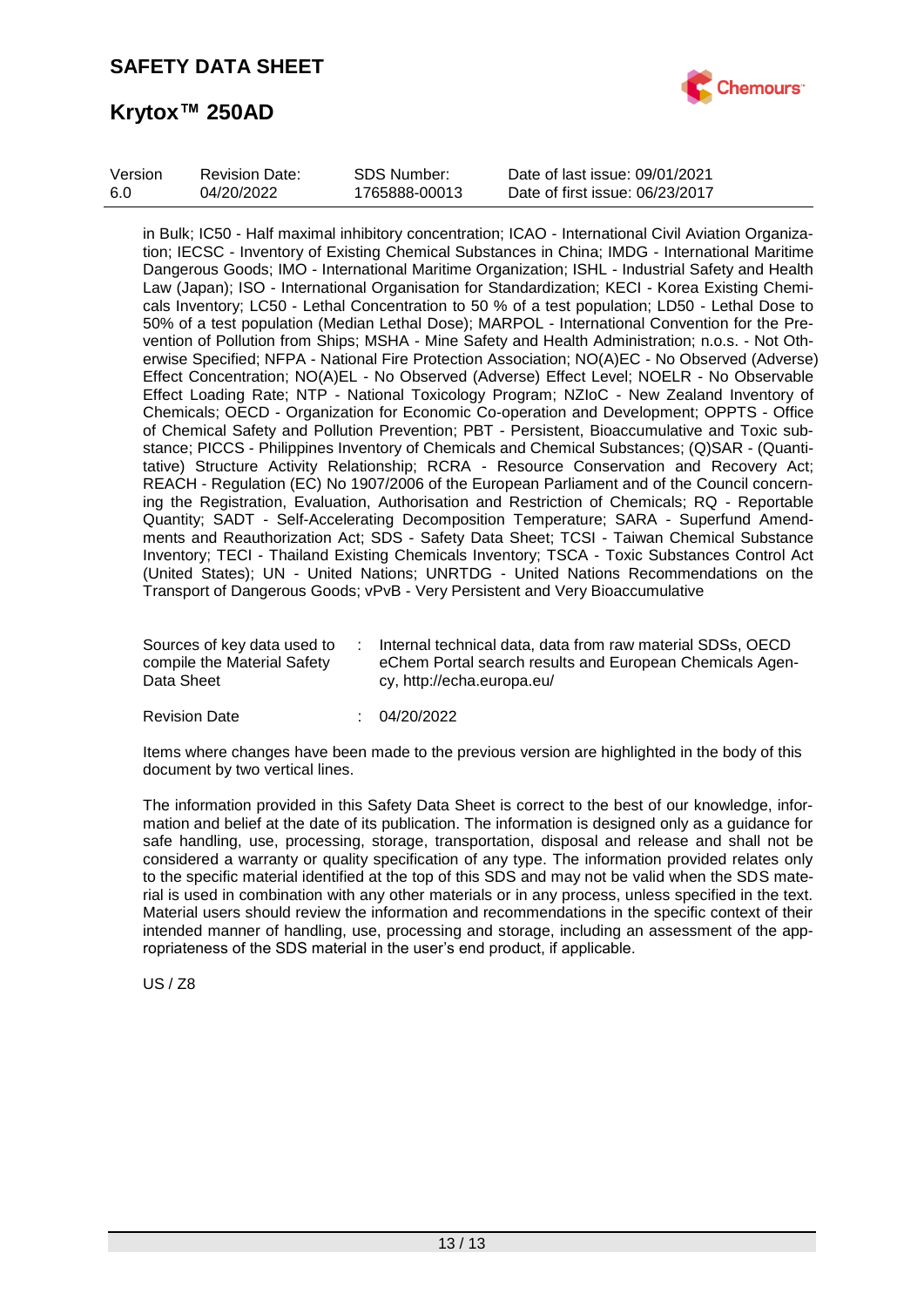in Bulk; IC50 - Half maximal inhibitory concentration; ICAO - International Civil Aviation Organization; IECSC - Inventory of Existing Chemical Substances in China; IMDG - International Maritime Dangerous Goods; IMO - International Maritime Organization; ISHL - Industrial Safety and Health Law (Japan); ISO - International Organisation for Standardization; KECI - Korea Existing Chemicals Inventory; LC50 - Lethal Concentration to 50 % of a test population; LD50 - Lethal Dose to 50% of a test population (Median Lethal Dose); MARPOL - International Convention for the Prevention of Pollution from Ships; MSHA - Mine Safety and Health Administration; n.o.s. - Not Otherwise Specified; NFPA - National Fire Protection Association; NO(A)EC - No Observed (Adverse) Effect Concentration; NO(A)EL - No Observed (Adverse) Effect Level; NOELR - No Observable Effect Loading Rate; NTP - National Toxicology Program; NZIoC - New Zealand Inventory of Chemicals; OECD - Organization for Economic Co-operation and Development; OPPTS - Office of Chemical Safety and Pollution Prevention; PBT - Persistent, Bioaccumulative and Toxic substance; PICCS - Philippines Inventory of Chemicals and Chemical Substances; (Q)SAR - (Quantitative) Structure Activity Relationship; RCRA - Resource Conservation and Recovery Act; REACH - Regulation (EC) No 1907/2006 of the European Parliament and of the Council concerning the Registration, Evaluation, Authorisation and Restriction of Chemicals; RQ - Reportable Quantity; SADT - Self-Accelerating Decomposition Temperature; SARA - Superfund Amendments and Reauthorization Act; SDS - Safety Data Sheet; TCSI - Taiwan Chemical Substance Inventory; TECI - Thailand Existing Chemicals Inventory; TSCA - Toxic Substances Control Act (United States); UN - United Nations; UNRTDG - United Nations Recommendations on the Transport of Dangerous Goods; vPvB - Very Persistent and Very Bioaccumulative

Sources of key data used to compile the Material Safety Data Sheet : Internal technical data, data from raw material SDSs, OECD eChem Portal search results and European Chemicals Agency, http://echa.europa.eu/

Revision Date : 04/20/2022

Items where changes have been made to the previous version are highlighted in the body of this document by two vertical lines.

The information provided in this Safety Data Sheet is correct to the best of our knowledge, information and belief at the date of its publication. The information is designed only as a guidance for safe handling, use, processing, storage, transportation, disposal and release and shall not be considered a warranty or quality specification of any type. The information provided relates only to the specific material identified at the top of this SDS and may not be valid when the SDS material is used in combination with any other materials or in any process, unless specified in the text. Material users should review the information and recommendations in the specific context of their intended manner of handling, use, processing and storage, including an assessment of the appropriateness of the SDS material in the user's end product, if applicable.

US / Z8